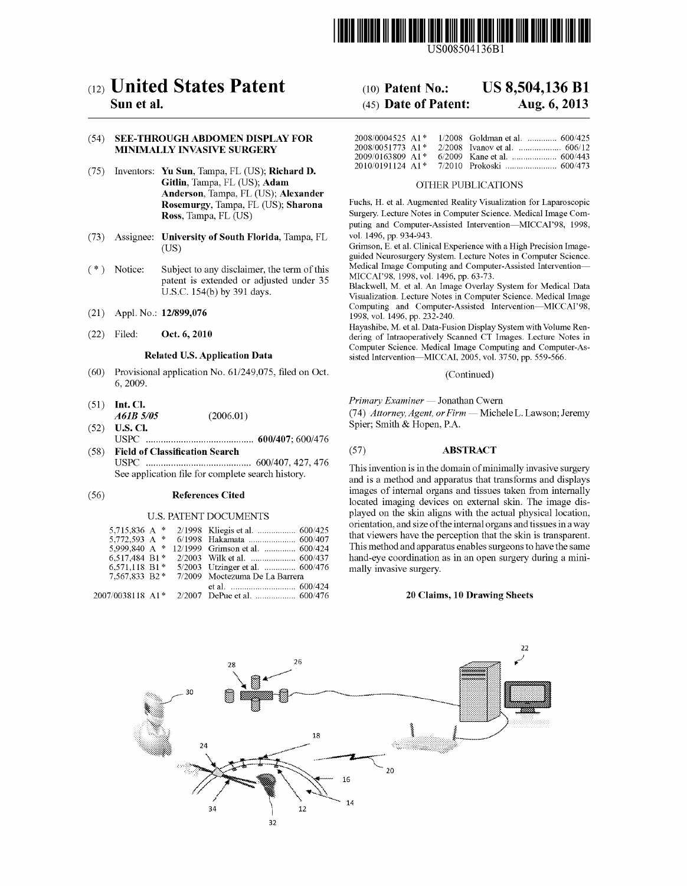US008504136B1

# (12) United States Patent
**Sun et al.**

(10) **Patent No.: US 8,504,136 B1**

(45) **Date of Patent: Aug. 6, 2013**

(54) **SEE-THROUGH ABDOMEN DISPLAY FOR MINIMALLY INVASIVE SURGERY**

(75) Inventors: **Yu Sun**, Tampa, FL (US); **Richard D. Gitlin**, Tampa, FL (US); **Adam Anderson**, Tampa, FL (US); **Alexander Rosemurgy**, Tampa, FL (US); **Sharona Ross**, Tampa, FL (US)

(73) Assignee: **University of South Florida**, Tampa, FL (US)

( * ) Notice: Subject to any disclaimer, the term of this patent is extended or adjusted under 35 U.S.C. 154(b) by 391 days.

(21) Appl. No.: **12/899,076**

(22) Filed: **Oct. 6, 2010**

**Related U.S. Application Data**

(60) Provisional application No. 61/249,075, filed on Oct. 6, 2009.

(51) **Int. Cl.**
*A61B 5/05* (2006.01)

(52) **U.S. Cl.**
USPC .......................................... **600/407**; 600/476

(58) **Field of Classification Search**
USPC .......................................... 600/407, 427, 476
See application file for complete search history.

(56) **References Cited**

U.S. PATENT DOCUMENTS

| | | | |
|---|---|---|---|
| 5,715,836 A * | 2/1998 | Kliegis et al. | 600/425 |
| 5,772,593 A * | 6/1998 | Hakamata | 600/407 |
| 5,999,840 A * | 12/1999 | Grimson et al. | 600/424 |
| 6,517,484 B1 * | 2/2003 | Wilk et al. | 600/437 |
| 6,571,118 B1 * | 5/2003 | Utzinger et al. | 600/476 |
| 7,567,833 B2 * | 7/2009 | Moctezuma De La Barrera et al. | 600/424 |
| 2007/0038118 A1 * | 2/2007 | DePue et al. | 600/476 |
| 2008/0004525 A1 * | 1/2008 | Goldman et al. | 600/425 |
| 2008/0051773 A1 * | 2/2008 | Ivanov et al. | 606/12 |
| 2009/0163809 A1 * | 6/2009 | Kane et al. | 600/443 |
| 2010/0191124 A1 * | 7/2010 | Prokoski | 600/473 |

OTHER PUBLICATIONS

Fuchs, H. et al. Augmented Reality Visualization for Laparoscopic Surgery. Lecture Notes in Computer Science. Medical Image Computing and Computer-Assisted Intervention—MICCAI'98, 1998, vol. 1496, pp. 934-943.

Grimson, E. et al. Clinical Experience with a High Precision Image-guided Neurosurgery System. Lecture Notes in Computer Science. Medical Image Computing and Computer-Assisted Intervention—MICCAI'98, 1998, vol. 1496, pp. 63-73.

Blackwell, M. et al. An Image Overlay System for Medical Data Visualization. Lecture Notes in Computer Science. Medical Image Computing and Computer-Assisted Intervention—MICCAI'98, 1998, vol. 1496, pp. 232-240.

Hayashibe, M. et al. Data-Fusion Display System with Volume Rendering of Intraoperatively Scanned CT Images. Lecture Notes in Computer Science. Medical Image Computing and Computer-Assisted Intervention—MICCAI, 2005, vol. 3750, pp. 559-566.

(Continued)

*Primary Examiner* — Jonathan Cwern

(74) *Attorney, Agent, or Firm* — Michele L. Lawson; Jeremy Spier; Smith & Hopen, P.A.

(57) **ABSTRACT**

This invention is in the domain of minimally invasive surgery and is a method and apparatus that transforms and displays images of internal organs and tissues taken from internally located imaging devices on external skin. The image displayed on the skin aligns with the actual physical location, orientation, and size of the internal organs and tissues in a way that viewers have the perception that the skin is transparent. This method and apparatus enables surgeons to have the same hand-eye coordination as in an open surgery during a minimally invasive surgery.

**20 Claims, 10 Drawing Sheets**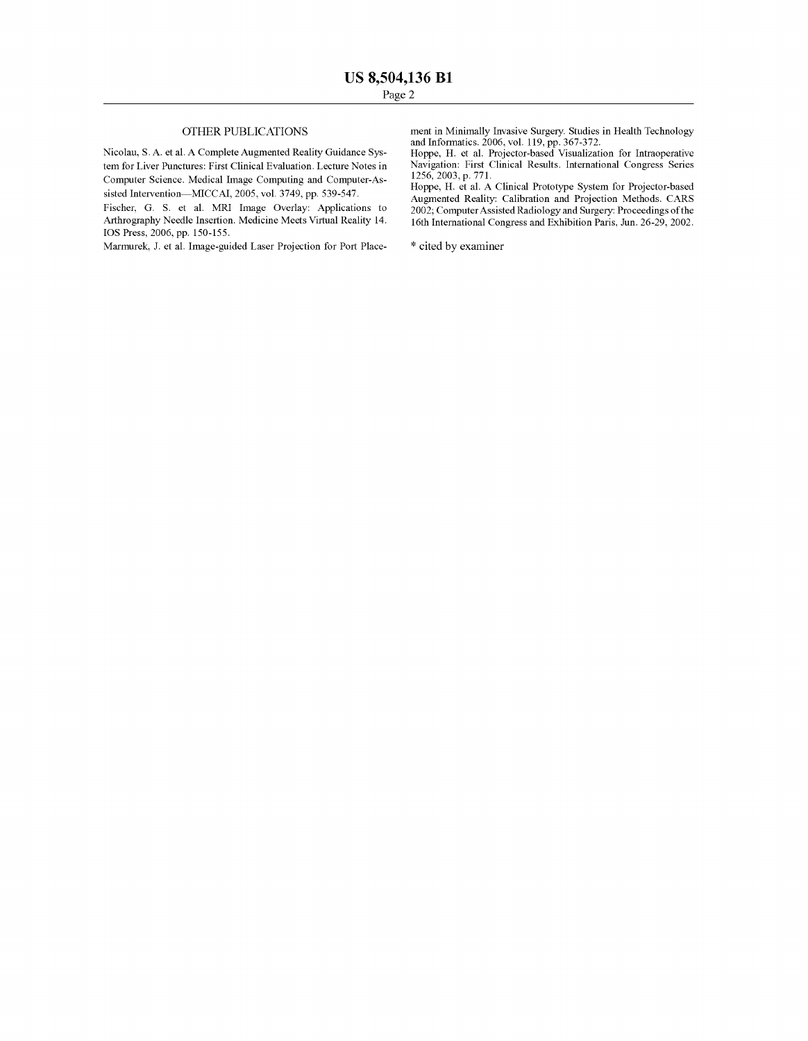## OTHER PUBLICATIONS

Nicolau, S. A. et al. A Complete Augmented Reality Guidance System for Liver Punctures: First Clinical Evaluation. Lecture Notes in Computer Science. Medical Image Computing and Computer-Assisted Intervention—MICCAI, 2005, vol. 3749, pp. 539-547.

Fischer, G. S. et al. MRI Image Overlay: Applications to Arthrography Needle Insertion. Medicine Meets Virtual Reality 14. IOS Press, 2006, pp. 150-155.

Marmurek, J. et al. Image-guided Laser Projection for Port Placement in Minimally Invasive Surgery. Studies in Health Technology and Informatics. 2006, vol. 119, pp. 367-372.

Hoppe, H. et al. Projector-based Visualization for Intraoperative Navigation: First Clinical Results. International Congress Series 1256, 2003, p. 771.

Hoppe, H. et al. A Clinical Prototype System for Projector-based Augmented Reality: Calibration and Projection Methods. CARS 2002; Computer Assisted Radiology and Surgery: Proceedings of the 16th International Congress and Exhibition Paris, Jun. 26-29, 2002.

* cited by examiner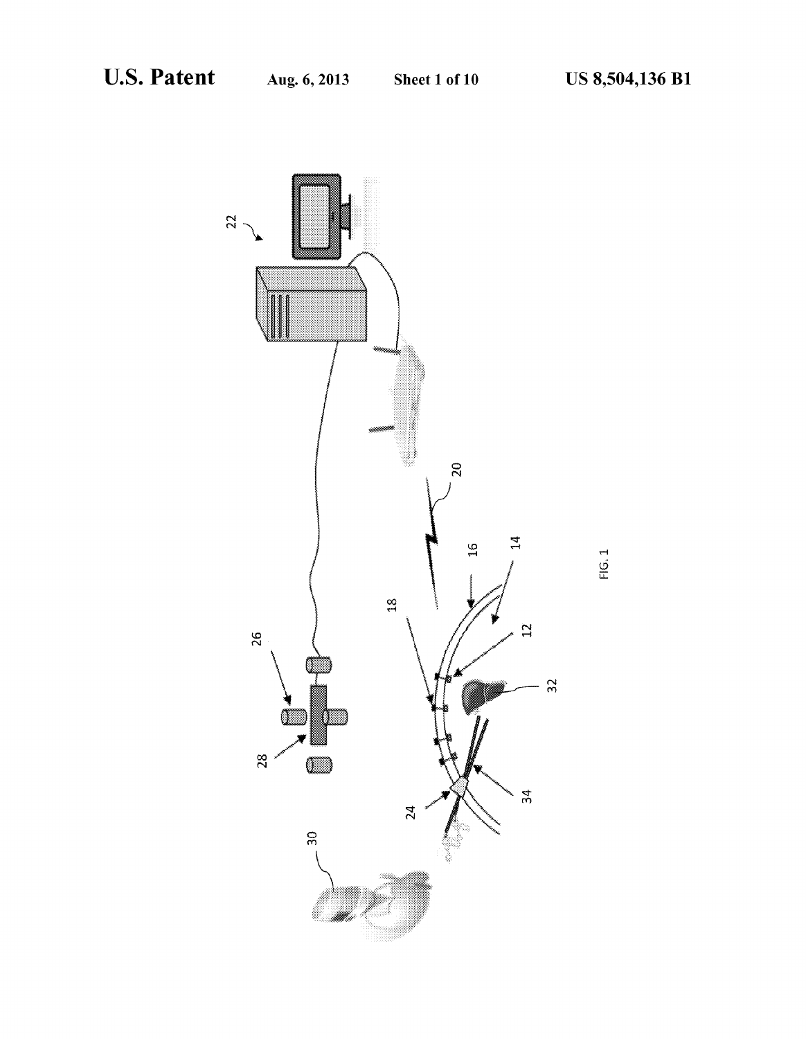FIG. 1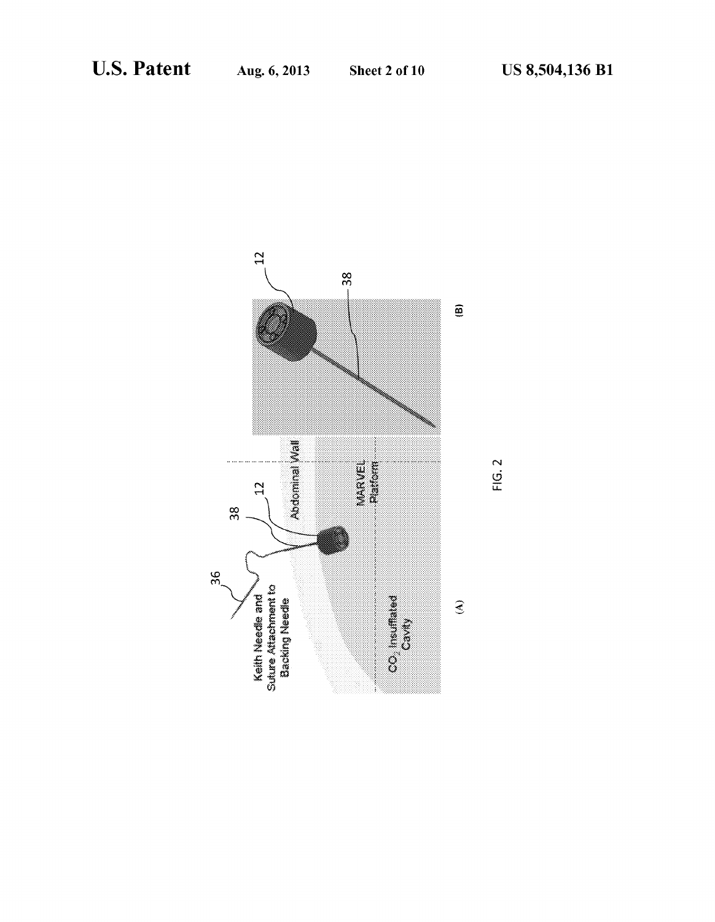(A)

Keith Needle and Suture Attachment to Backing Needle

36

38

12

Abdominal Wall

MARVEL Platform

$CO_2$ Insufflated Cavity

(B)

12

38

FIG. 2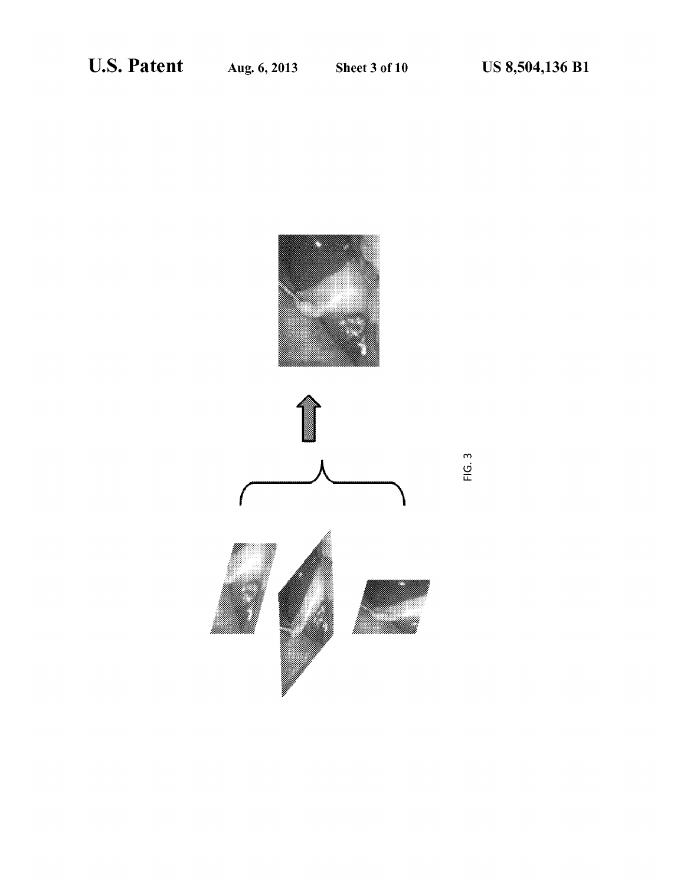FIG. 3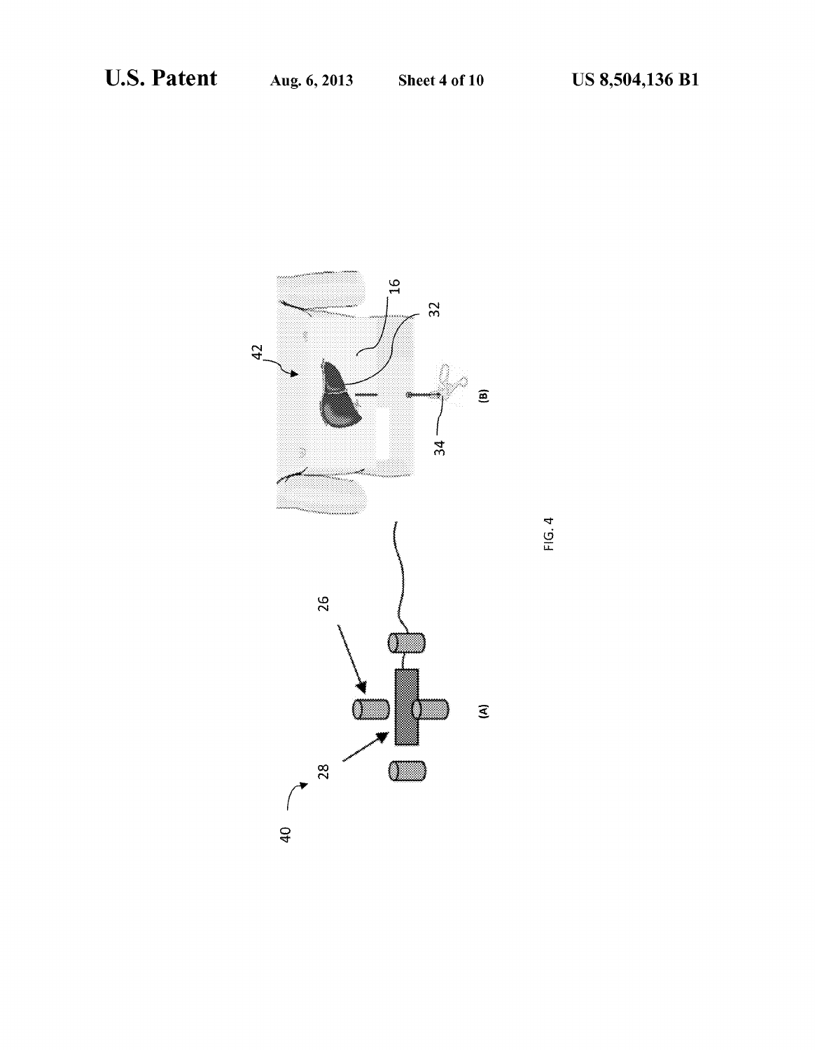FIG. 4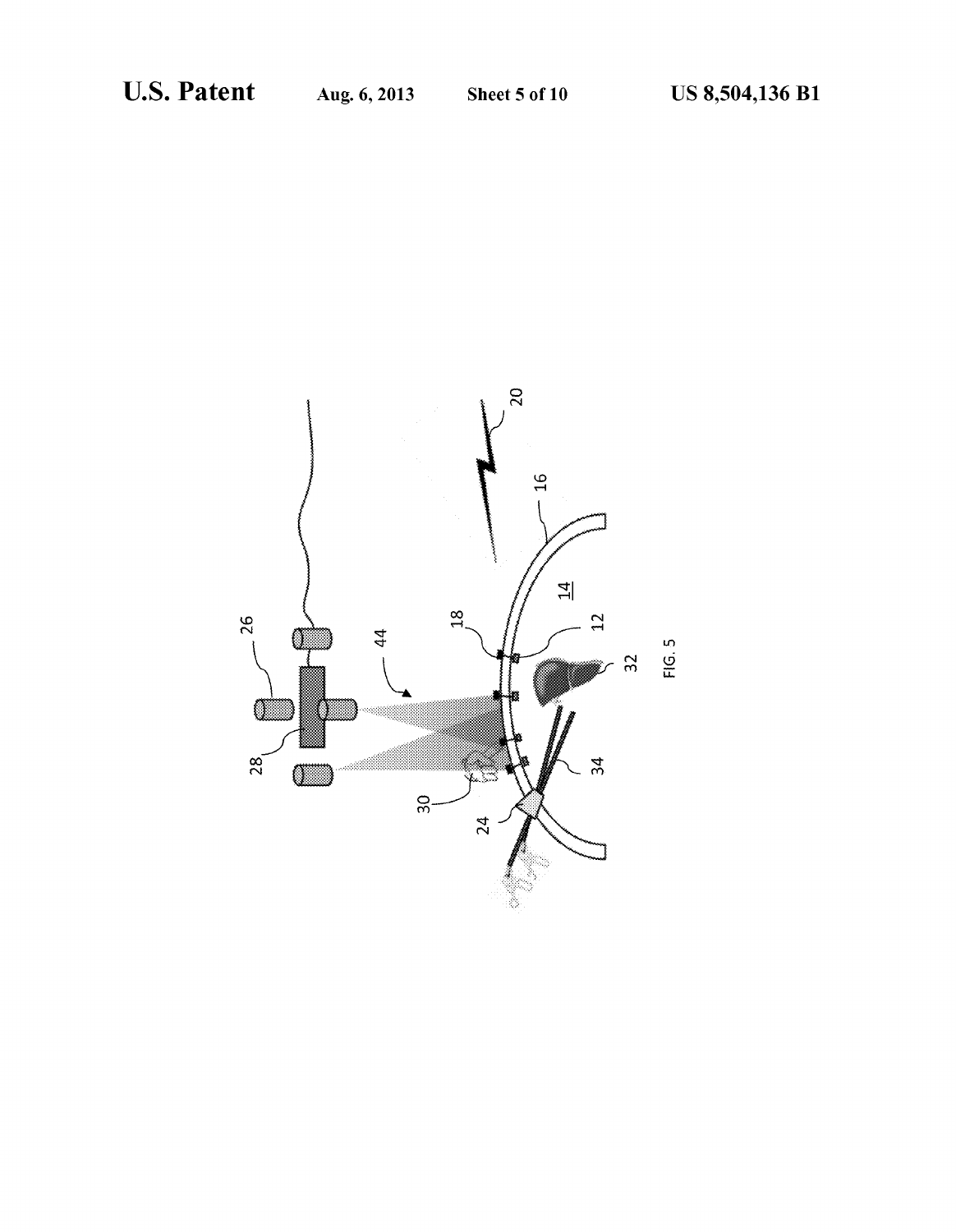FIG. 5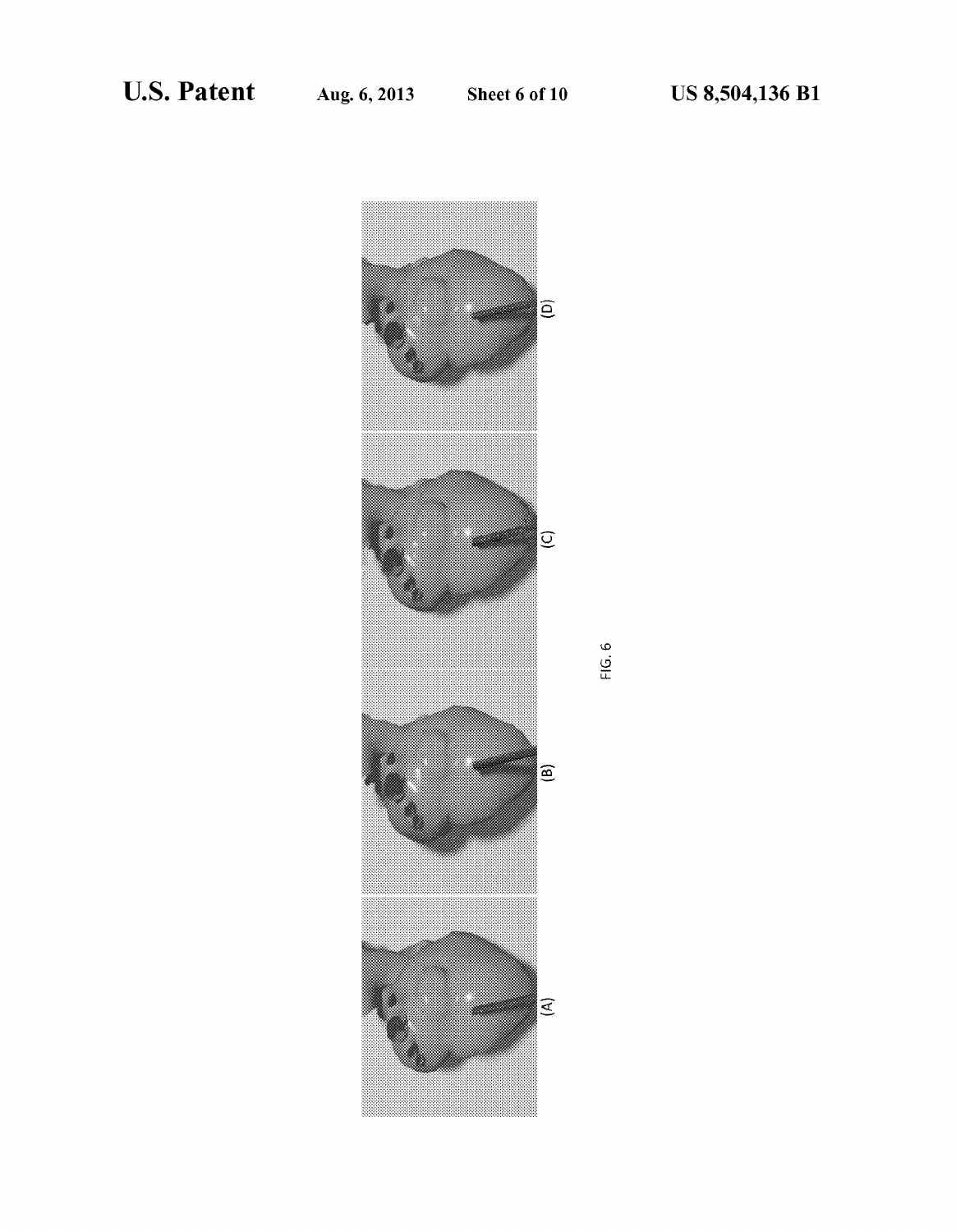(D)

(C)

(B)

(A)

FIG. 6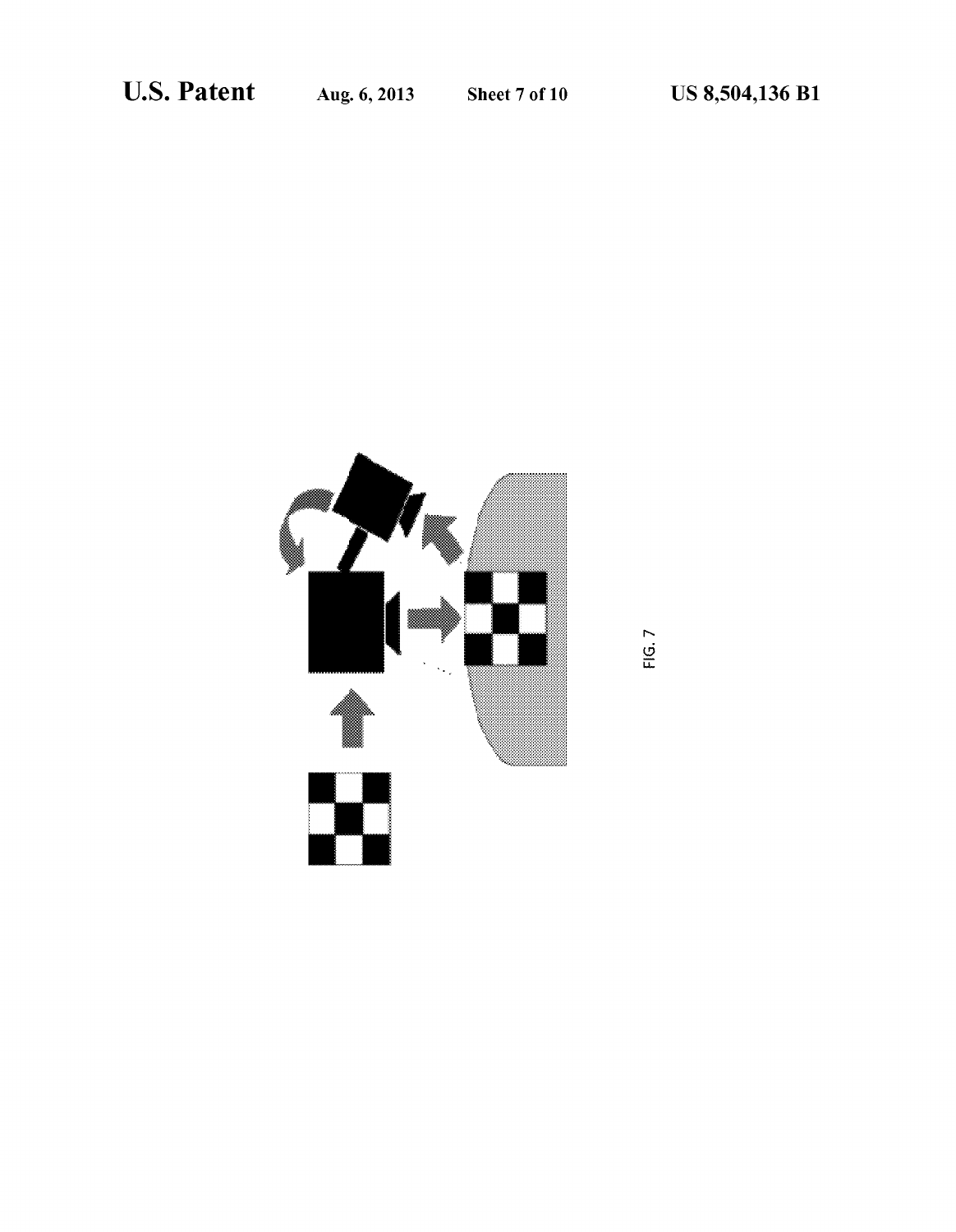FIG. 7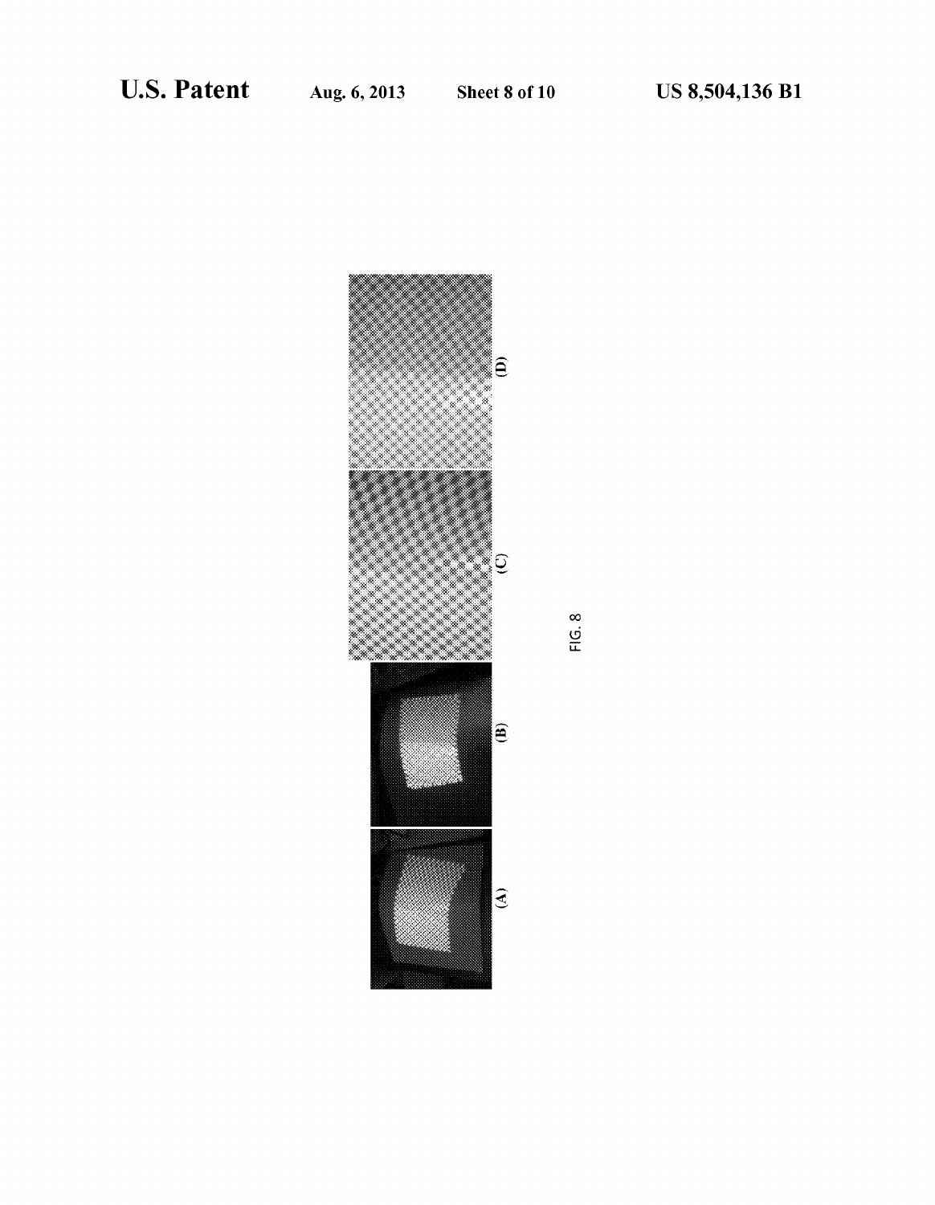(A)

(B)

(C)

(D)

FIG. 8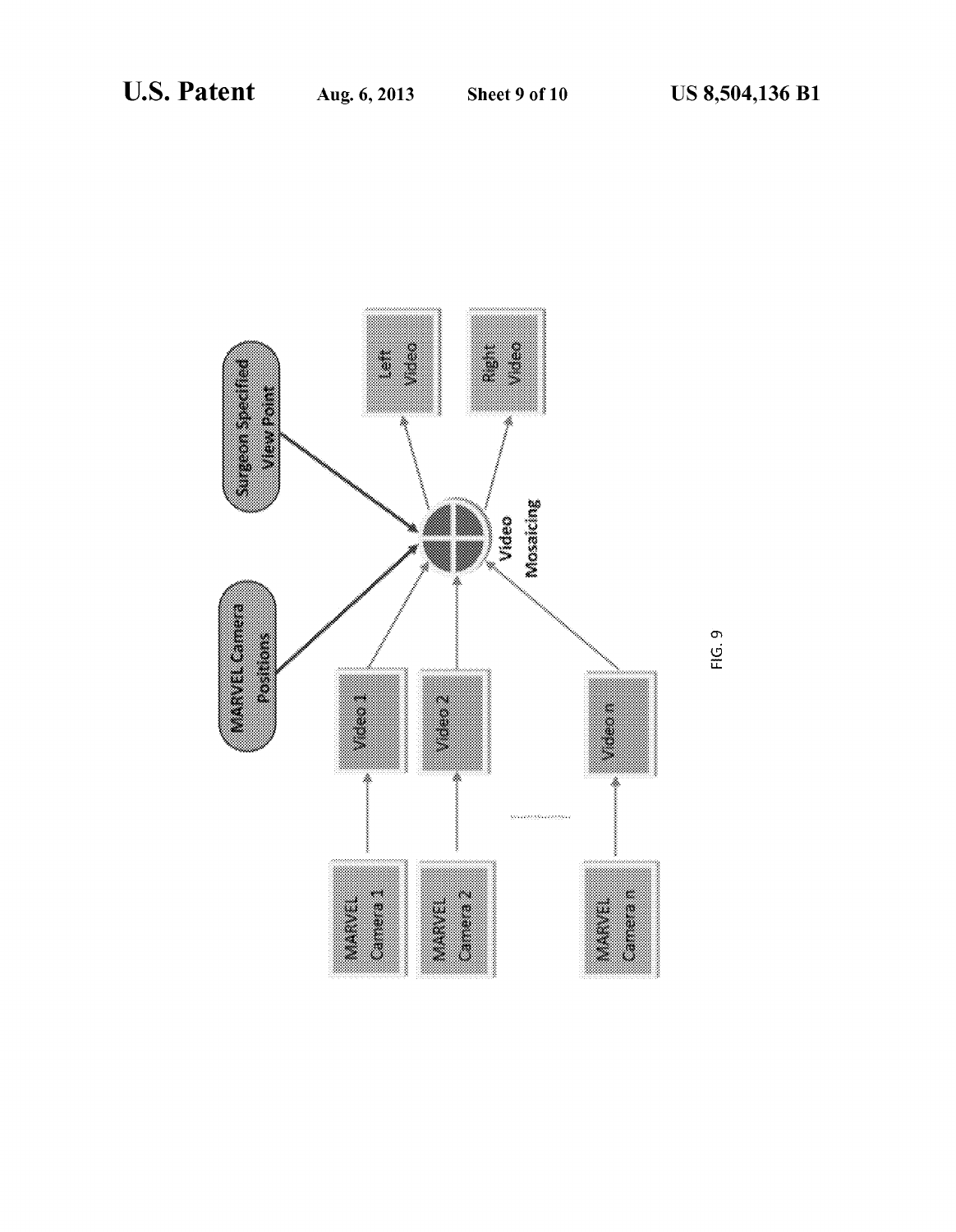MARVEL Camera Positions

Surgeon Specified View Point

MARVEL Camera 1

MARVEL Camera 2

MARVEL Camera n

Video 1

Video 2

Video n

Video Mosaicing

Left Video

Right Video

FIG. 9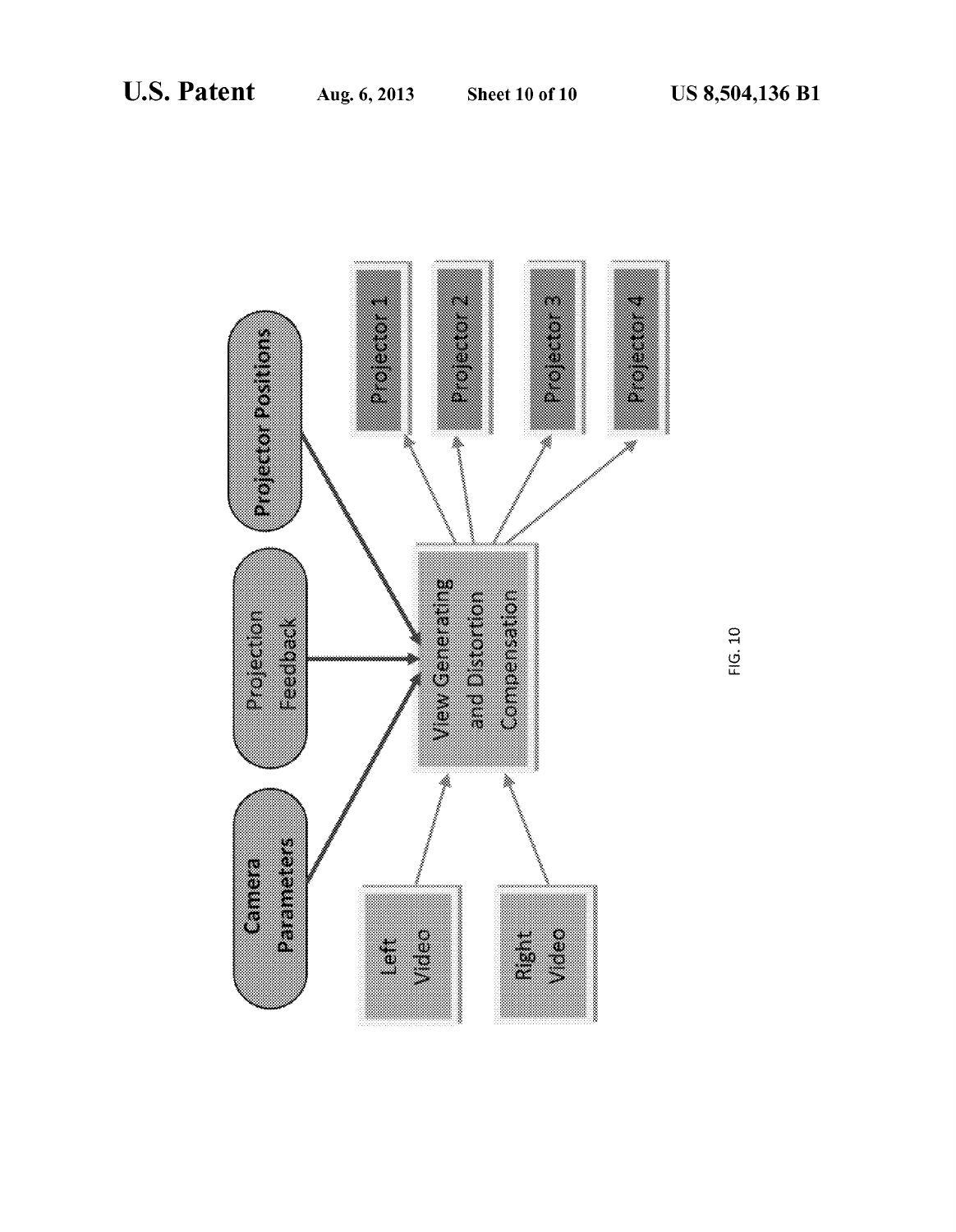Camera Parameters

Projection Feedback

Projector Positions

View Generating and Distortion Compensation

Left Video

Right Video

Projector 1

Projector 2

Projector 3

Projector 4

FIG. 10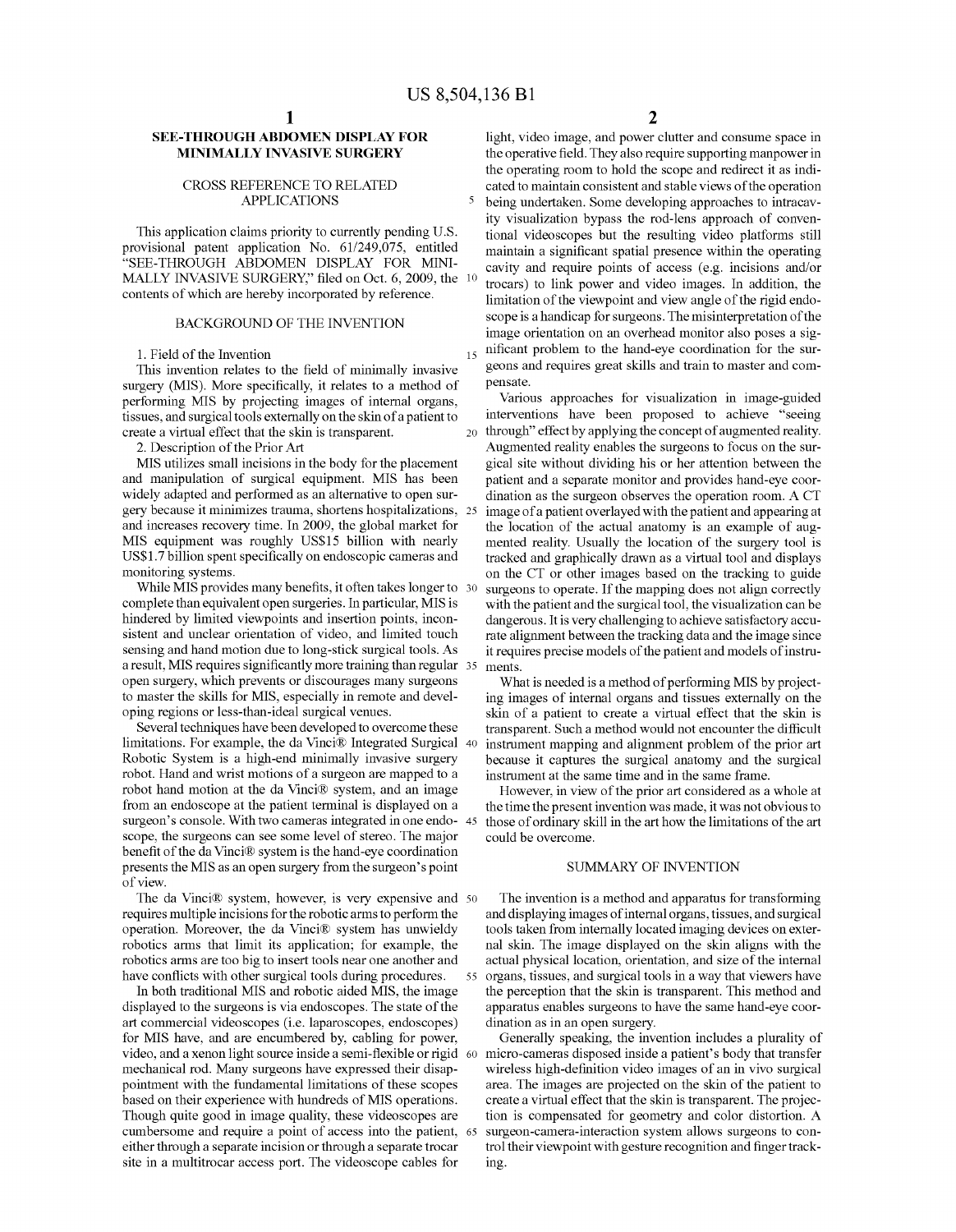# SEE-THROUGH ABDOMEN DISPLAY FOR MINIMALLY INVASIVE SURGERY

## CROSS REFERENCE TO RELATED APPLICATIONS

This application claims priority to currently pending U.S. provisional patent application No. 61/249,075, entitled "SEE-THROUGH ABDOMEN DISPLAY FOR MINIMALLY INVASIVE SURGERY," filed on Oct. 6, 2009, the contents of which are hereby incorporated by reference.

## BACKGROUND OF THE INVENTION

1. Field of the Invention

This invention relates to the field of minimally invasive surgery (MIS). More specifically, it relates to a method of performing MIS by projecting images of internal organs, tissues, and surgical tools externally on the skin of a patient to create a virtual effect that the skin is transparent.

2. Description of the Prior Art

MIS utilizes small incisions in the body for the placement and manipulation of surgical equipment. MIS has been widely adapted and performed as an alternative to open surgery because it minimizes trauma, shortens hospitalizations, and increases recovery time. In 2009, the global market for MIS equipment was roughly US$15 billion with nearly US$1.7 billion spent specifically on endoscopic cameras and monitoring systems.

While MIS provides many benefits, it often takes longer to complete than equivalent open surgeries. In particular, MIS is hindered by limited viewpoints and insertion points, inconsistent and unclear orientation of video, and limited touch sensing and hand motion due to long-stick surgical tools. As a result, MIS requires significantly more training than regular open surgery, which prevents or discourages many surgeons to master the skills for MIS, especially in remote and developing regions or less-than-ideal surgical venues.

Several techniques have been developed to overcome these limitations. For example, the da Vinci® Integrated Surgical Robotic System is a high-end minimally invasive surgery robot. Hand and wrist motions of a surgeon are mapped to a robot hand motion at the da Vinci® system, and an image from an endoscope at the patient terminal is displayed on a surgeon's console. With two cameras integrated in one endoscope, the surgeons can see some level of stereo. The major benefit of the da Vinci® system is the hand-eye coordination presents the MIS as an open surgery from the surgeon's point of view.

The da Vinci® system, however, is very expensive and requires multiple incisions for the robotic arms to perform the operation. Moreover, the da Vinci® system has unwieldy robotics arms that limit its application; for example, the robotics arms are too big to insert tools near one another and have conflicts with other surgical tools during procedures.

In both traditional MIS and robotic aided MIS, the image displayed to the surgeons is via endoscopes. The state of the art commercial videoscopes (i.e. laparoscopes, endoscopes) for MIS have, and are encumbered by, cabling for power, video, and a xenon light source inside a semi-flexible or rigid mechanical rod. Many surgeons have expressed their disappointment with the fundamental limitations of these scopes based on their experience with hundreds of MIS operations. Though quite good in image quality, these videoscopes are cumbersome and require a point of access into the patient, either through a separate incision or through a separate trocar site in a multitrocar access port. The videoscope cables for light, video image, and power clutter and consume space in the operative field. They also require supporting manpower in the operating room to hold the scope and redirect it as indicated to maintain consistent and stable views of the operation being undertaken. Some developing approaches to intracavity visualization bypass the rod-lens approach of conventional videoscopes but the resulting video platforms still maintain a significant spatial presence within the operating cavity and require points of access (e.g. incisions and/or trocars) to link power and video images. In addition, the limitation of the viewpoint and view angle of the rigid endoscope is a handicap for surgeons. The misinterpretation of the image orientation on an overhead monitor also poses a significant problem to the hand-eye coordination for the surgeons and requires great skills and train to master and compensate.

Various approaches for visualization in image-guided interventions have been proposed to achieve "seeing through" effect by applying the concept of augmented reality. Augmented reality enables the surgeons to focus on the surgical site without dividing his or her attention between the patient and a separate monitor and provides hand-eye coordination as the surgeon observes the operation room. A CT image of a patient overlayed with the patient and appearing at the location of the actual anatomy is an example of augmented reality. Usually the location of the surgery tool is tracked and graphically drawn as a virtual tool and displays on the CT or other images based on the tracking to guide surgeons to operate. If the mapping does not align correctly with the patient and the surgical tool, the visualization can be dangerous. It is very challenging to achieve satisfactory accurate alignment between the tracking data and the image since it requires precise models of the patient and models of instruments.

What is needed is a method of performing MIS by projecting images of internal organs and tissues externally on the skin of a patient to create a virtual effect that the skin is transparent. Such a method would not encounter the difficult instrument mapping and alignment problem of the prior art because it captures the surgical anatomy and the surgical instrument at the same time and in the same frame.

However, in view of the prior art considered as a whole at the time the present invention was made, it was not obvious to those of ordinary skill in the art how the limitations of the art could be overcome.

## SUMMARY OF INVENTION

The invention is a method and apparatus for transforming and displaying images of internal organs, tissues, and surgical tools taken from internally located imaging devices on external skin. The image displayed on the skin aligns with the actual physical location, orientation, and size of the internal organs, tissues, and surgical tools in a way that viewers have the perception that the skin is transparent. This method and apparatus enables surgeons to have the same hand-eye coordination as in an open surgery.

Generally speaking, the invention includes a plurality of micro-cameras disposed inside a patient's body that transfer wireless high-definition video images of an in vivo surgical area. The images are projected on the skin of the patient to create a virtual effect that the skin is transparent. The projection is compensated for geometry and color distortion. A surgeon-camera-interaction system allows surgeons to control their viewpoint with gesture recognition and finger tracking.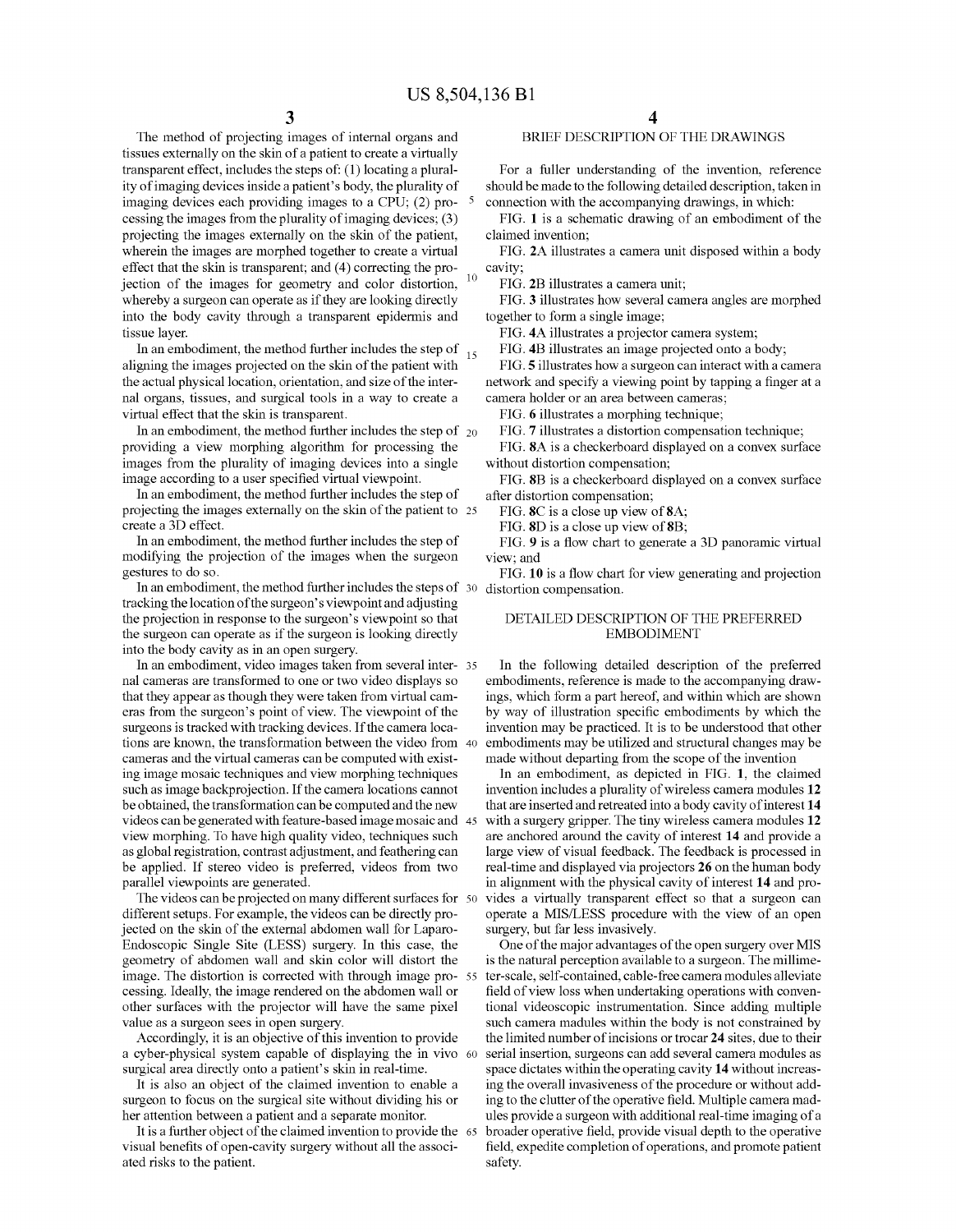The method of projecting images of internal organs and tissues externally on the skin of a patient to create a virtually transparent effect, includes the steps of: (1) locating a plurality of imaging devices inside a patient's body, the plurality of imaging devices each providing images to a CPU; (2) processing the images from the plurality of imaging devices; (3) projecting the images externally on the skin of the patient, wherein the images are morphed together to create a virtual effect that the skin is transparent; and (4) correcting the projection of the images for geometry and color distortion, whereby a surgeon can operate as if they are looking directly into the body cavity through a transparent epidermis and tissue layer.

In an embodiment, the method further includes the step of aligning the images projected on the skin of the patient with the actual physical location, orientation, and size of the internal organs, tissues, and surgical tools in a way to create a virtual effect that the skin is transparent.

In an embodiment, the method further includes the step of providing a view morphing algorithm for processing the images from the plurality of imaging devices into a single image according to a user specified virtual viewpoint.

In an embodiment, the method further includes the step of projecting the images externally on the skin of the patient to create a 3D effect.

In an embodiment, the method further includes the step of modifying the projection of the images when the surgeon gestures to do so.

In an embodiment, the method further includes the steps of tracking the location of the surgeon's viewpoint and adjusting the projection in response to the surgeon's viewpoint so that the surgeon can operate as if the surgeon is looking directly into the body cavity as in an open surgery.

In an embodiment, video images taken from several internal cameras are transformed to one or two video displays so that they appear as though they were taken from virtual cameras from the surgeon's point of view. The viewpoint of the surgeons is tracked with tracking devices. If the camera locations are known, the transformation between the video from cameras and the virtual cameras can be computed with existing image mosaic techniques and view morphing techniques such as image backprojection. If the camera locations cannot be obtained, the transformation can be computed and the new videos can be generated with feature-based image mosaic and view morphing. To have high quality video, techniques such as global registration, contrast adjustment, and feathering can be applied. If stereo video is preferred, videos from two parallel viewpoints are generated.

The videos can be projected on many different surfaces for different setups. For example, the videos can be directly projected on the skin of the external abdomen wall for Laparo-Endoscopic Single Site (LESS) surgery. In this case, the geometry of abdomen wall and skin color will distort the image. The distortion is corrected with through image processing. Ideally, the image rendered on the abdomen wall or other surfaces with the projector will have the same pixel value as a surgeon sees in open surgery.

Accordingly, it is an objective of this invention to provide a cyber-physical system capable of displaying the in vivo surgical area directly onto a patient's skin in real-time.

It is also an object of the claimed invention to enable a surgeon to focus on the surgical site without dividing his or her attention between a patient and a separate monitor.

It is a further object of the claimed invention to provide the visual benefits of open-cavity surgery without all the associated risks to the patient.

## BRIEF DESCRIPTION OF THE DRAWINGS

For a fuller understanding of the invention, reference should be made to the following detailed description, taken in connection with the accompanying drawings, in which:

FIG. **1** is a schematic drawing of an embodiment of the claimed invention;

FIG. **2A** illustrates a camera unit disposed within a body cavity;

FIG. **2B** illustrates a camera unit;

FIG. **3** illustrates how several camera angles are morphed together to form a single image;

FIG. **4A** illustrates a projector camera system;

FIG. **4B** illustrates an image projected onto a body;

FIG. **5** illustrates how a surgeon can interact with a camera network and specify a viewing point by tapping a finger at a camera holder or an area between cameras;

FIG. **6** illustrates a morphing technique;

FIG. **7** illustrates a distortion compensation technique;

FIG. **8A** is a checkerboard displayed on a convex surface without distortion compensation;

FIG. **8B** is a checkerboard displayed on a convex surface after distortion compensation;

FIG. **8C** is a close up view of **8A**;

FIG. **8D** is a close up view of **8B**;

FIG. **9** is a flow chart to generate a 3D panoramic virtual view; and

FIG. **10** is a flow chart for view generating and projection distortion compensation.

## DETAILED DESCRIPTION OF THE PREFERRED EMBODIMENT

In the following detailed description of the preferred embodiments, reference is made to the accompanying drawings, which form a part hereof, and within which are shown by way of illustration specific embodiments by which the invention may be practiced. It is to be understood that other embodiments may be utilized and structural changes may be made without departing from the scope of the invention

In an embodiment, as depicted in FIG. **1**, the claimed invention includes a plurality of wireless camera modules **12** that are inserted and retreated into a body cavity of interest **14** with a surgery gripper. The tiny wireless camera modules **12** are anchored around the cavity of interest **14** and provide a large view of visual feedback. The feedback is processed in real-time and displayed via projectors **26** on the human body in alignment with the physical cavity of interest **14** and provides a virtually transparent effect so that a surgeon can operate a MIS/LESS procedure with the view of an open surgery, but far less invasively.

One of the major advantages of the open surgery over MIS is the natural perception available to a surgeon. The millimeter-scale, self-contained, cable-free camera modules alleviate field of view loss when undertaking operations with conventional videoscopic instrumentation. Since adding multiple such camera madules within the body is not constrained by the limited number of incisions or trocar **24** sites, due to their serial insertion, surgeons can add several camera modules as space dictates within the operating cavity **14** without increasing the overall invasiveness of the procedure or without adding to the clutter of the operative field. Multiple camera madules provide a surgeon with additional real-time imaging of a broader operative field, provide visual depth to the operative field, expedite completion of operations, and promote patient safety.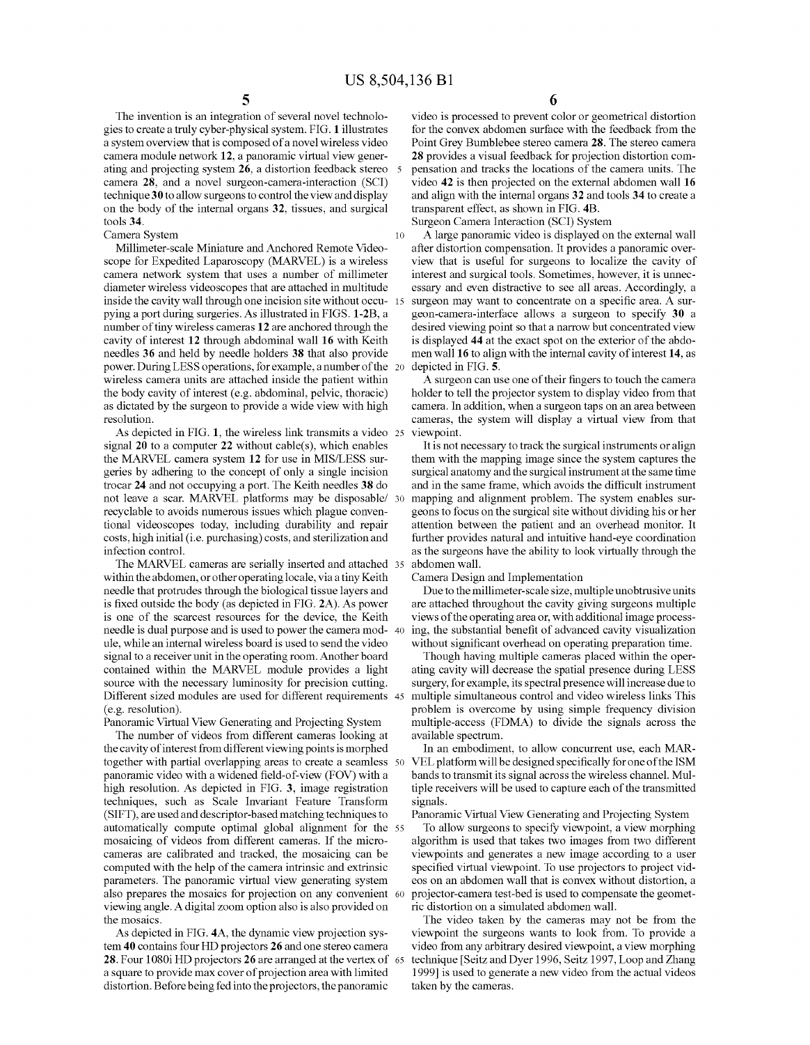The invention is an integration of several novel technologies to create a truly cyber-physical system. FIG. **1** illustrates a system overview that is composed of a novel wireless video camera module network **12**, a panoramic virtual view generating and projecting system **26**, a distortion feedback stereo camera **28**, and a novel surgeon-camera-interaction (SCI) technique **30** to allow surgeons to control the view and display on the body of the internal organs **32**, tissues, and surgical tools **34**.

### Camera System

Millimeter-scale Miniature and Anchored Remote Videoscope for Expedited Laparoscopy (MARVEL) is a wireless camera network system that uses a number of millimeter diameter wireless videoscopes that are attached in multitude inside the cavity wall through one incision site without occupying a port during surgeries. As illustrated in FIGS. **1-2B**, a number of tiny wireless cameras **12** are anchored through the cavity of interest **12** through abdominal wall **16** with Keith needles **36** and held by needle holders **38** that also provide power. During LESS operations, for example, a number of the wireless camera units are attached inside the patient within the body cavity of interest (e.g. abdominal, pelvic, thoracic) as dictated by the surgeon to provide a wide view with high resolution.

As depicted in FIG. **1**, the wireless link transmits a video signal **20** to a computer **22** without cable(s), which enables the MARVEL camera system **12** for use in MIS/LESS surgeries by adhering to the concept of only a single incision trocar **24** and not occupying a port. The Keith needles **38** do not leave a scar. MARVEL platforms may be disposable/recyclable to avoids numerous issues which plague conventional videoscopes today, including durability and repair costs, high initial (i.e. purchasing) costs, and sterilization and infection control.

The MARVEL cameras are serially inserted and attached within the abdomen, or other operating locale, via a tiny Keith needle that protrudes through the biological tissue layers and is fixed outside the body (as depicted in FIG. **2A**). As power is one of the scarcest resources for the device, the Keith needle is dual purpose and is used to power the camera module, while an internal wireless board is used to send the video signal to a receiver unit in the operating room. Another board contained within the MARVEL module provides a light source with the necessary luminosity for precision cutting. Different sized modules are used for different requirements (e.g. resolution).

### Panoramic Virtual View Generating and Projecting System

The number of videos from different cameras looking at the cavity of interest from different viewing points is morphed together with partial overlapping areas to create a seamless panoramic video with a widened field-of-view (FOV) with a high resolution. As depicted in FIG. **3**, image registration techniques, such as Scale Invariant Feature Transform (SIFT), are used and descriptor-based matching techniques to automatically compute optimal global alignment for the mosaicing of videos from different cameras. If the micro-cameras are calibrated and tracked, the mosaicing can be computed with the help of the camera intrinsic and extrinsic parameters. The panoramic virtual view generating system also prepares the mosaics for projection on any convenient viewing angle. A digital zoom option also is also provided on the mosaics.

As depicted in FIG. **4A**, the dynamic view projection system **40** contains four HD projectors **26** and one stereo camera **28**. Four 1080i HD projectors **26** are arranged at the vertex of a square to provide max cover of projection area with limited distortion. Before being fed into the projectors, the panoramic video is processed to prevent color or geometrical distortion for the convex abdomen surface with the feedback from the Point Grey Bumblebee stereo camera **28**. The stereo camera **28** provides a visual feedback for projection distortion compensation and tracks the locations of the camera units. The video **42** is then projected on the external abdomen wall **16** and align with the internal organs **32** and tools **34** to create a transparent effect, as shown in FIG. **4B**.

### Surgeon Camera Interaction (SCI) System

A large panoramic video is displayed on the external wall after distortion compensation. It provides a panoramic overview that is useful for surgeons to localize the cavity of interest and surgical tools. Sometimes, however, it is unnecessary and even distractive to see all areas. Accordingly, a surgeon may want to concentrate on a specific area. A surgeon-camera-interface allows a surgeon to specify **30** a desired viewing point so that a narrow but concentrated view is displayed **44** at the exact spot on the exterior of the abdomen wall **16** to align with the internal cavity of interest **14**, as depicted in FIG. **5**.

A surgeon can use one of their fingers to touch the camera holder to tell the projector system to display video from that camera. In addition, when a surgeon taps on an area between cameras, the system will display a virtual view from that viewpoint.

It is not necessary to track the surgical instruments or align them with the mapping image since the system captures the surgical anatomy and the surgical instrument at the same time and in the same frame, which avoids the difficult instrument mapping and alignment problem. The system enables surgeons to focus on the surgical site without dividing his or her attention between the patient and an overhead monitor. It further provides natural and intuitive hand-eye coordination as the surgeons have the ability to look virtually through the abdomen wall.

### Camera Design and Implementation

Due to the millimeter-scale size, multiple unobtrusive units are attached throughout the cavity giving surgeons multiple views of the operating area or, with additional image processing, the substantial benefit of advanced cavity visualization without significant overhead on operating preparation time.

Though having multiple cameras placed within the operating cavity will decrease the spatial presence during LESS surgery, for example, its spectral presence will increase due to multiple simultaneous control and video wireless links This problem is overcome by using simple frequency division multiple-access (FDMA) to divide the signals across the available spectrum.

In an embodiment, to allow concurrent use, each MARVEL platform will be designed specifically for one of the ISM bands to transmit its signal across the wireless channel. Multiple receivers will be used to capture each of the transmitted signals.

### Panoramic Virtual View Generating and Projecting System

To allow surgeons to specify viewpoint, a view morphing algorithm is used that takes two images from two different viewpoints and generates a new image according to a user specified virtual viewpoint. To use projectors to project videos on an abdomen wall that is convex without distortion, a projector-camera test-bed is used to compensate the geometric distortion on a simulated abdomen wall.

The video taken by the cameras may not be from the viewpoint the surgeons wants to look from. To provide a video from any arbitrary desired viewpoint, a view morphing technique [Seitz and Dyer 1996, Seitz 1997, Loop and Zhang 1999] is used to generate a new video from the actual videos taken by the cameras.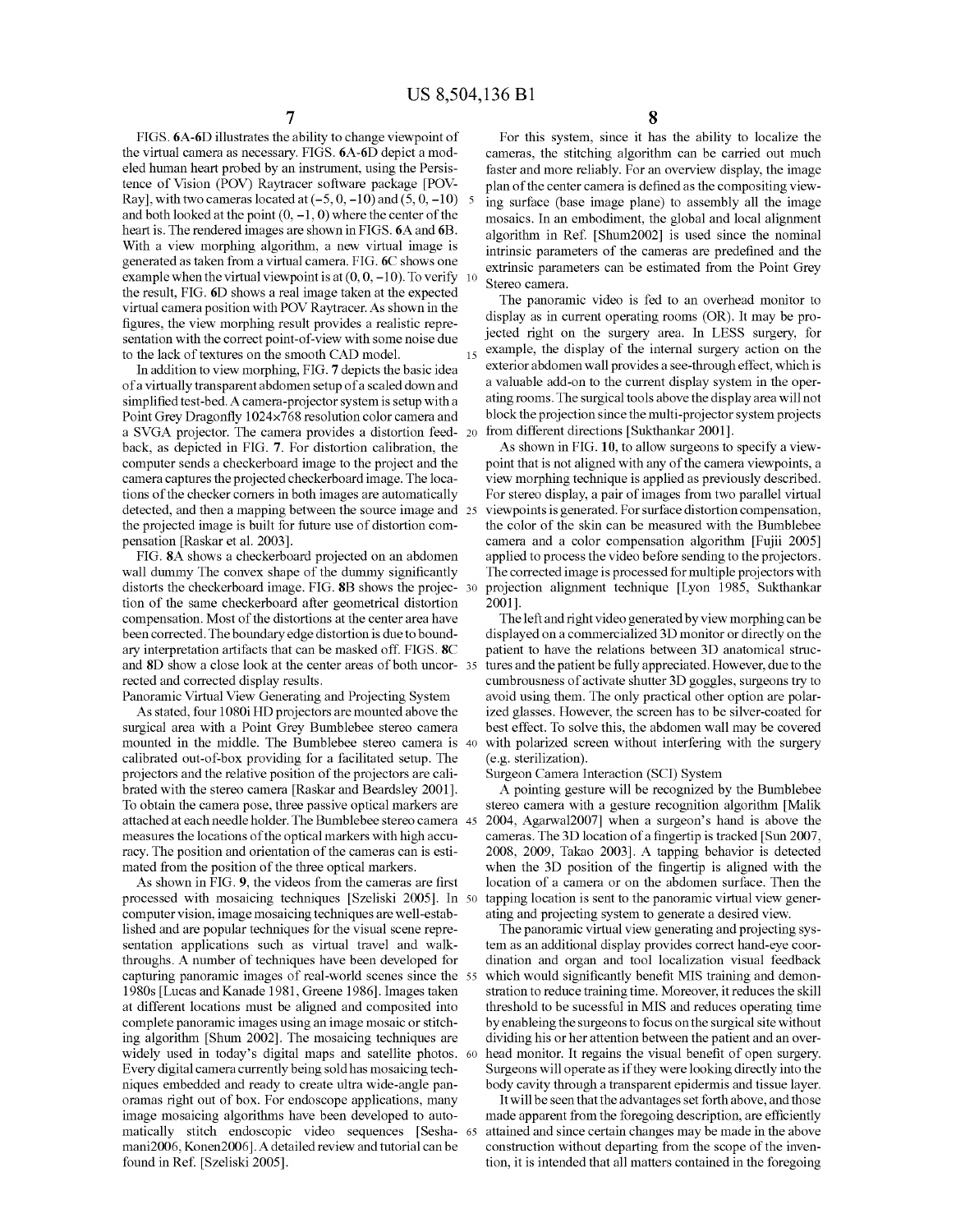FIGS. 6A-6D illustrates the ability to change viewpoint of the virtual camera as necessary. FIGS. 6A-6D depict a modeled human heart probed by an instrument, using the Persistence of Vision (POV) Raytracer software package [POV-Ray], with two cameras located at (−5, 0, −10) and (5, 0, −10) and both looked at the point (0, −1, 0) where the center of the heart is. The rendered images are shown in FIGS. 6A and 6B. With a view morphing algorithm, a new virtual image is generated as taken from a virtual camera. FIG. 6C shows one example when the virtual viewpoint is at (0, 0, −10). To verify the result, FIG. 6D shows a real image taken at the expected virtual camera position with POV Raytracer. As shown in the figures, the view morphing result provides a realistic representation with the correct point-of-view with some noise due to the lack of textures on the smooth CAD model.

In addition to view morphing, FIG. 7 depicts the basic idea of a virtually transparent abdomen setup of a scaled down and simplified test-bed. A camera-projector system is setup with a Point Grey Dragonfly 1024×768 resolution color camera and a SVGA projector. The camera provides a distortion feedback, as depicted in FIG. 7. For distortion calibration, the computer sends a checkerboard image to the project and the camera captures the projected checkerboard image. The locations of the checker corners in both images are automatically detected, and then a mapping between the source image and the projected image is built for future use of distortion compensation [Raskar et al. 2003].

FIG. 8A shows a checkerboard projected on an abdomen wall dummy The convex shape of the dummy significantly distorts the checkerboard image. FIG. 8B shows the projection of the same checkerboard after geometrical distortion compensation. Most of the distortions at the center area have been corrected. The boundary edge distortion is due to boundary interpretation artifacts that can be masked off. FIGS. 8C and 8D show a close look at the center areas of both uncorrected and corrected display results.

Panoramic Virtual View Generating and Projecting System

As stated, four 1080i HD projectors are mounted above the surgical area with a Point Grey Bumblebee stereo camera mounted in the middle. The Bumblebee stereo camera is calibrated out-of-box providing for a facilitated setup. The projectors and the relative position of the projectors are calibrated with the stereo camera [Raskar and Beardsley 2001]. To obtain the camera pose, three passive optical markers are attached at each needle holder. The Bumblebee stereo camera measures the locations of the optical markers with high accuracy. The position and orientation of the cameras can is estimated from the position of the three optical markers.

As shown in FIG. 9, the videos from the cameras are first processed with mosaicing techniques [Szeliski 2005]. In computer vision, image mosaicing techniques are well-established and are popular techniques for the visual scene representation applications such as virtual travel and walk-throughs. A number of techniques have been developed for capturing panoramic images of real-world scenes since the 1980s [Lucas and Kanade 1981, Greene 1986]. Images taken at different locations must be aligned and composited into complete panoramic images using an image mosaic or stitching algorithm [Shum 2002]. The mosaicing techniques are widely used in today's digital maps and satellite photos. Every digital camera currently being sold has mosaicing techniques embedded and ready to create ultra wide-angle panoramas right out of box. For endoscope applications, many image mosaicing algorithms have been developed to automatically stitch endoscopic video sequences [Seshamani2006, Konen2006]. A detailed review and tutorial can be found in Ref. [Szeliski 2005].

For this system, since it has the ability to localize the cameras, the stitching algorithm can be carried out much faster and more reliably. For an overview display, the image plan of the center camera is defined as the compositing viewing surface (base image plane) to assembly all the image mosaics. In an embodiment, the global and local alignment algorithm in Ref. [Shum2002] is used since the nominal intrinsic parameters of the cameras are predefined and the extrinsic parameters can be estimated from the Point Grey Stereo camera.

The panoramic video is fed to an overhead monitor to display as in current operating rooms (OR). It may be projected right on the surgery area. In LESS surgery, for example, the display of the internal surgery action on the exterior abdomen wall provides a see-through effect, which is a valuable add-on to the current display system in the operating rooms. The surgical tools above the display area will not block the projection since the multi-projector system projects from different directions [Sukthankar 2001].

As shown in FIG. 10, to allow surgeons to specify a viewpoint that is not aligned with any of the camera viewpoints, a view morphing technique is applied as previously described. For stereo display, a pair of images from two parallel virtual viewpoints is generated. For surface distortion compensation, the color of the skin can be measured with the Bumblebee camera and a color compensation algorithm [Fujii 2005] applied to process the video before sending to the projectors. The corrected image is processed for multiple projectors with projection alignment technique [Lyon 1985, Sukthankar 2001].

The left and right video generated by view morphing can be displayed on a commercialized 3D monitor or directly on the patient to have the relations between 3D anatomical structures and the patient be fully appreciated. However, due to the cumbrousness of activate shutter 3D goggles, surgeons try to avoid using them. The only practical other option are polarized glasses. However, the screen has to be silver-coated for best effect. To solve this, the abdomen wall may be covered with polarized screen without interfering with the surgery (e.g. sterilization).

Surgeon Camera Interaction (SCI) System

A pointing gesture will be recognized by the Bumblebee stereo camera with a gesture recognition algorithm [Malik 2004, Agarwal2007] when a surgeon's hand is above the cameras. The 3D location of a fingertip is tracked [Sun 2007, 2008, 2009, Takao 2003]. A tapping behavior is detected when the 3D position of the fingertip is aligned with the location of a camera or on the abdomen surface. Then the tapping location is sent to the panoramic virtual view generating and projecting system to generate a desired view.

The panoramic virtual view generating and projecting system as an additional display provides correct hand-eye coordination and organ and tool localization visual feedback which would significantly benefit MIS training and demonstration to reduce training time. Moreover, it reduces the skill threshold to be sucessful in MIS and reduces operating time by enableing the surgeons to focus on the surgical site without dividing his or her attention between the patient and an overhead monitor. It regains the visual benefit of open surgery. Surgeons will operate as if they were looking directly into the body cavity through a transparent epidermis and tissue layer.

It will be seen that the advantages set forth above, and those made apparent from the foregoing description, are efficiently attained and since certain changes may be made in the above construction without departing from the scope of the invention, it is intended that all matters contained in the foregoing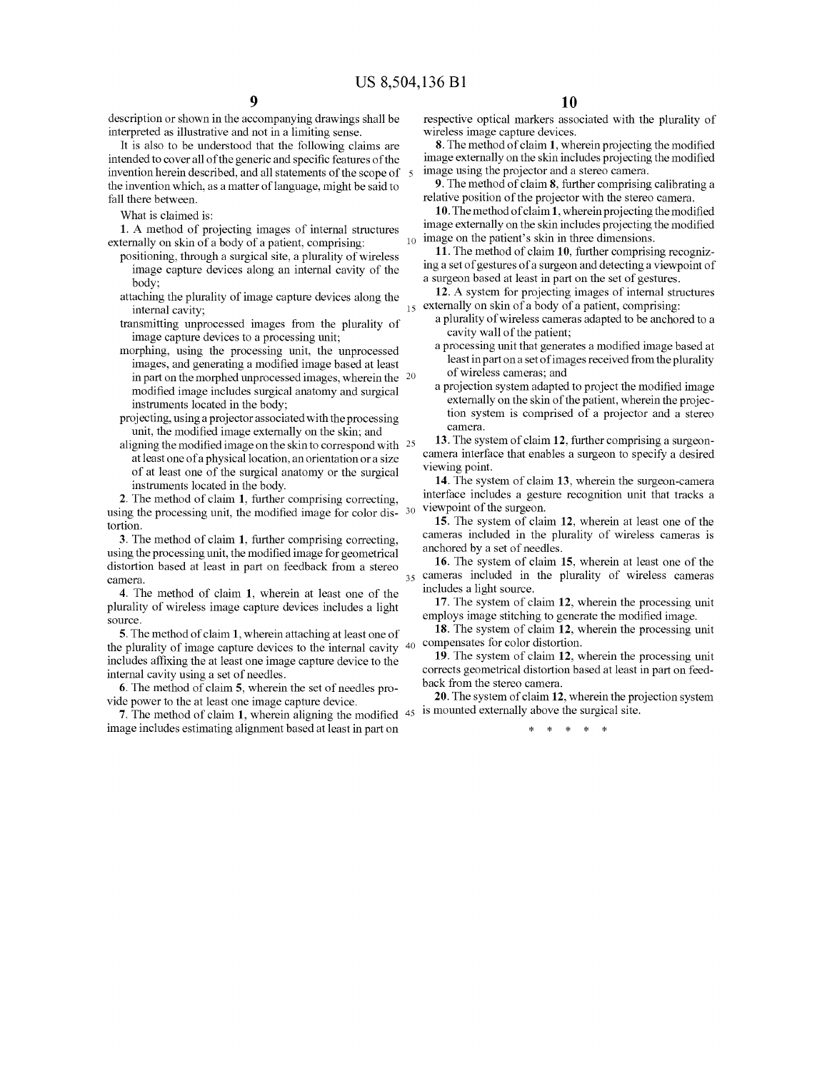description or shown in the accompanying drawings shall be interpreted as illustrative and not in a limiting sense.

It is also to be understood that the following claims are intended to cover all of the generic and specific features of the invention herein described, and all statements of the scope of the invention which, as a matter of language, might be said to fall there between.

What is claimed is:

1. A method of projecting images of internal structures externally on skin of a body of a patient, comprising:
   - positioning, through a surgical site, a plurality of wireless image capture devices along an internal cavity of the body;
   - attaching the plurality of image capture devices along the internal cavity;
   - transmitting unprocessed images from the plurality of image capture devices to a processing unit;
   - morphing, using the processing unit, the unprocessed images, and generating a modified image based at least in part on the morphed unprocessed images, wherein the modified image includes surgical anatomy and surgical instruments located in the body;
   - projecting, using a projector associated with the processing unit, the modified image externally on the skin; and
   - aligning the modified image on the skin to correspond with at least one of a physical location, an orientation or a size of at least one of the surgical anatomy or the surgical instruments located in the body.

2. The method of claim 1, further comprising correcting, using the processing unit, the modified image for color distortion.

3. The method of claim 1, further comprising correcting, using the processing unit, the modified image for geometrical distortion based at least in part on feedback from a stereo camera.

4. The method of claim 1, wherein at least one of the plurality of wireless image capture devices includes a light source.

5. The method of claim 1, wherein attaching at least one of the plurality of image capture devices to the internal cavity includes affixing the at least one image capture device to the internal cavity using a set of needles.

6. The method of claim 5, wherein the set of needles provide power to the at least one image capture device.

7. The method of claim 1, wherein aligning the modified image includes estimating alignment based at least in part on respective optical markers associated with the plurality of wireless image capture devices.

8. The method of claim 1, wherein projecting the modified image externally on the skin includes projecting the modified image using the projector and a stereo camera.

9. The method of claim 8, further comprising calibrating a relative position of the projector with the stereo camera.

10. The method of claim 1, wherein projecting the modified image externally on the skin includes projecting the modified image on the patient's skin in three dimensions.

11. The method of claim 10, further comprising recognizing a set of gestures of a surgeon and detecting a viewpoint of a surgeon based at least in part on the set of gestures.

12. A system for projecting images of internal structures externally on skin of a body of a patient, comprising:
   - a plurality of wireless cameras adapted to be anchored to a cavity wall of the patient;
   - a processing unit that generates a modified image based at least in part on a set of images received from the plurality of wireless cameras; and
   - a projection system adapted to project the modified image externally on the skin of the patient, wherein the projection system is comprised of a projector and a stereo camera.

13. The system of claim 12, further comprising a surgeon-camera interface that enables a surgeon to specify a desired viewing point.

14. The system of claim 13, wherein the surgeon-camera interface includes a gesture recognition unit that tracks a viewpoint of the surgeon.

15. The system of claim 12, wherein at least one of the cameras included in the plurality of wireless cameras is anchored by a set of needles.

16. The system of claim 15, wherein at least one of the cameras included in the plurality of wireless cameras includes a light source.

17. The system of claim 12, wherein the processing unit employs image stitching to generate the modified image.

18. The system of claim 12, wherein the processing unit compensates for color distortion.

19. The system of claim 12, wherein the processing unit corrects geometrical distortion based at least in part on feedback from the stereo camera.

20. The system of claim 12, wherein the projection system is mounted externally above the surgical site.

\* \* \* \* \*